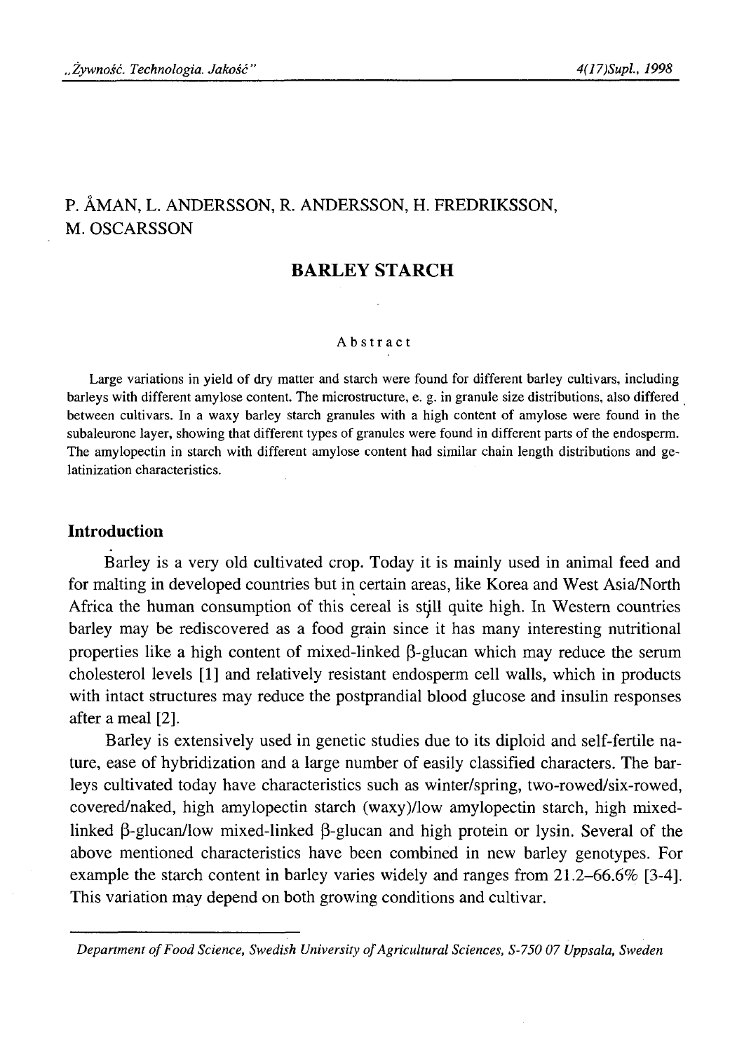P. ÅMAN, L. ANDERSSON, R. ANDERSSON, H. FREDRIKSSON, M. OSCARSSON

# BARLEY STARCH

### Abstract

Large variations in yield of dry matter and starch were found for different barley cultivars, including barleys with different amylose content. The microstructure, e. g. in granule size distributions, also differed between cultivars. In a waxy barley starch granules with a high content of amylose were found in the subaleurone layer, showing that different types of granules were found in different parts of the endosperm. The amylopectin in starch with different amylose content had similar chain length distributions and gelatinization characteristics.

## Introduction

Barley is a very old cultivated crop. Today it is mainly used in animal feed and for malting in developed countries but in certain areas, like Korea and West Asia/North Africa the human consumption of this cereal is still quite high. In Western countries barley may be rediscovered as a food grain since it has many interesting nutritional properties like a high content of mixed-linked β-glucan which may reduce the serum cholesterol levels [1] and relatively resistant endosperm cell walls, which in products with intact structures may reduce the postprandial blood glucose and insulin responses after a meal [2].

Barley is extensively used in genetic studies due to its diploid and self-fertile nature, ease of hybridization and a large number of easily classified characters. The barleys cultivated today have characteristics such as winter/spring, two-rowed/six-rowed, covered/naked, high amylopectin starch (waxy)/low amylopectin starch, high mixed-linked β-glucan/low mixed-linked β-glucan and high protein or lysin. Several of the above mentioned characteristics have been combined in new barley genotypes. For example the starch content in barley varies widely and ranges from 21.2–66.6% [3-4]. This variation may depend on both growing conditions and cultivar.

---

*Department of Food Science, Swedish University of Agricultural Sciences, S-750 07 Uppsala, Sweden*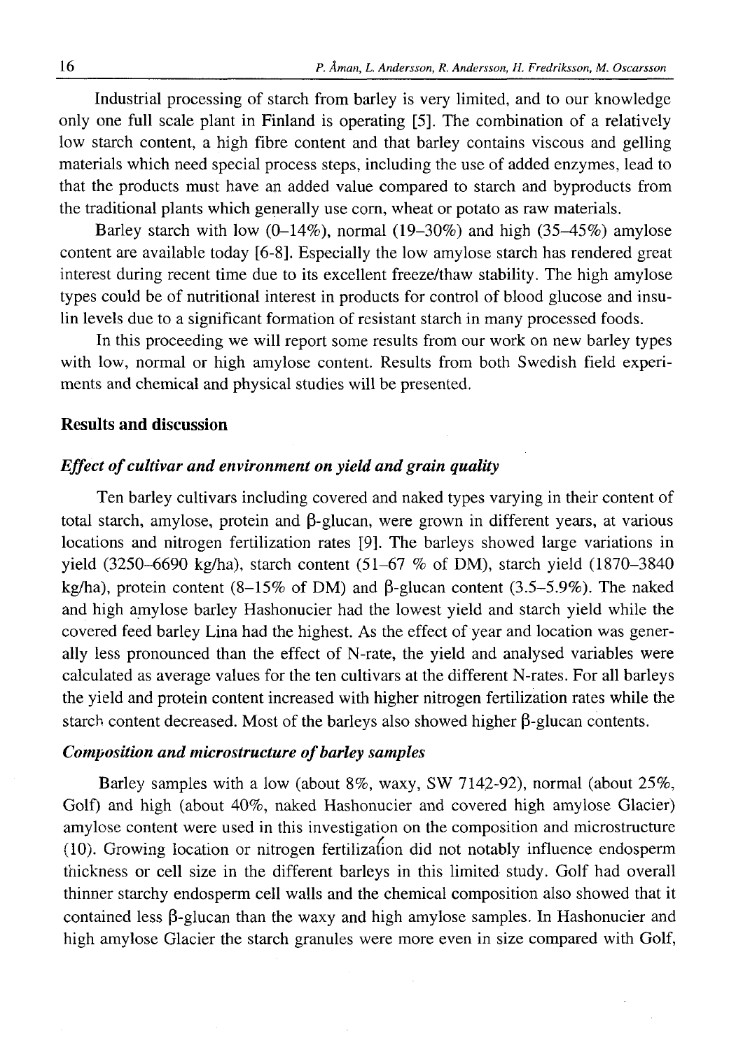Industrial processing of starch from barley is very limited, and to our knowledge only one full scale plant in Finland is operating [5]. The combination of a relatively low starch content, a high fibre content and that barley contains viscous and gelling materials which need special process steps, including the use of added enzymes, lead to that the products must have an added value compared to starch and byproducts from the traditional plants which generally use corn, wheat or potato as raw materials.

Barley starch with low (0–14%), normal (19–30%) and high (35–45%) amylose content are available today [6-8]. Especially the low amylose starch has rendered great interest during recent time due to its excellent freeze/thaw stability. The high amylose types could be of nutritional interest in products for control of blood glucose and insulin levels due to a significant formation of resistant starch in many processed foods.

In this proceeding we will report some results from our work on new barley types with low, normal or high amylose content. Results from both Swedish field experiments and chemical and physical studies will be presented.

## Results and discussion

### *Effect of cultivar and environment on yield and grain quality*

Ten barley cultivars including covered and naked types varying in their content of total starch, amylose, protein and β-glucan, were grown in different years, at various locations and nitrogen fertilization rates [9]. The barleys showed large variations in yield (3250–6690 kg/ha), starch content (51–67 % of DM), starch yield (1870–3840 kg/ha), protein content (8–15% of DM) and β-glucan content (3.5–5.9%). The naked and high amylose barley Hashonucier had the lowest yield and starch yield while the covered feed barley Lina had the highest. As the effect of year and location was generally less pronounced than the effect of N-rate, the yield and analysed variables were calculated as average values for the ten cultivars at the different N-rates. For all barleys the yield and protein content increased with higher nitrogen fertilization rates while the starch content decreased. Most of the barleys also showed higher β-glucan contents.

### *Composition and microstructure of barley samples*

Barley samples with a low (about 8%, waxy, SW 7142-92), normal (about 25%, Golf) and high (about 40%, naked Hashonucier and covered high amylose Glacier) amylose content were used in this investigation on the composition and microstructure (10). Growing location or nitrogen fertilization did not notably influence endosperm thickness or cell size in the different barleys in this limited study. Golf had overall thinner starchy endosperm cell walls and the chemical composition also showed that it contained less β-glucan than the waxy and high amylose samples. In Hashonucier and high amylose Glacier the starch granules were more even in size compared with Golf,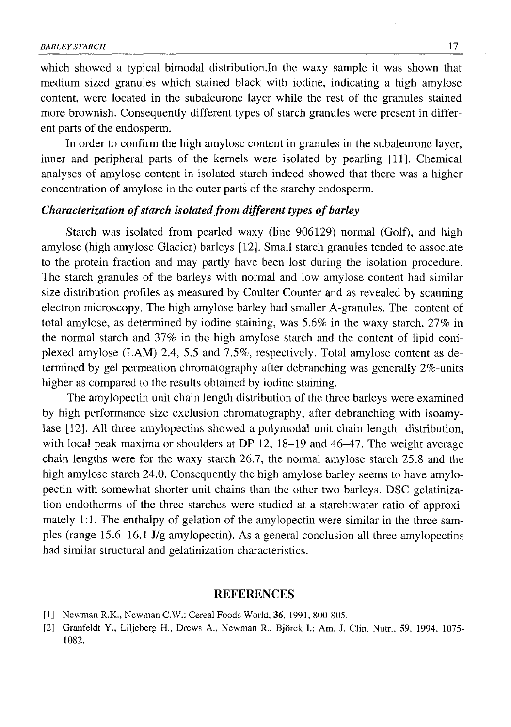which showed a typical bimodal distribution.In the waxy sample it was shown that medium sized granules which stained black with iodine, indicating a high amylose content, were located in the subaleurone layer while the rest of the granules stained more brownish. Consequently different types of starch granules were present in different parts of the endosperm.

In order to confirm the high amylose content in granules in the subaleurone layer, inner and peripheral parts of the kernels were isolated by pearling [11]. Chemical analyses of amylose content in isolated starch indeed showed that there was a higher concentration of amylose in the outer parts of the starchy endosperm.

### *Characterization of starch isolated from different types of barley*

Starch was isolated from pearled waxy (line 906129) normal (Golf), and high amylose (high amylose Glacier) barleys [12]. Small starch granules tended to associate to the protein fraction and may partly have been lost during the isolation procedure. The starch granules of the barleys with normal and low amylose content had similar size distribution profiles as measured by Coulter Counter and as revealed by scanning electron microscopy. The high amylose barley had smaller A-granules. The content of total amylose, as determined by iodine staining, was 5.6% in the waxy starch, 27% in the normal starch and 37% in the high amylose starch and the content of lipid complexed amylose (LAM) 2.4, 5.5 and 7.5%, respectively. Total amylose content as determined by gel permeation chromatography after debranching was generally 2%-units higher as compared to the results obtained by iodine staining.

The amylopectin unit chain length distribution of the three barleys were examined by high performance size exclusion chromatography, after debranching with isoamylase [12]. All three amylopectins showed a polymodal unit chain length distribution, with local peak maxima or shoulders at DP 12, 18–19 and 46–47. The weight average chain lengths were for the waxy starch 26.7, the normal amylose starch 25.8 and the high amylose starch 24.0. Consequently the high amylose barley seems to have amylopectin with somewhat shorter unit chains than the other two barleys. DSC gelatinization endotherms of the three starches were studied at a starch:water ratio of approximately 1:1. The enthalpy of gelation of the amylopectin were similar in the three samples (range 15.6–16.1 J/g amylopectin). As a general conclusion all three amylopectins had similar structural and gelatinization characteristics.

## REFERENCES

[1] Newman R.K., Newman C.W.: Cereal Foods World, **36**, 1991, 800-805.

[2] Granfeldt Y., Liljeberg H., Drews A., Newman R., Björck I.: Am. J. Clin. Nutr., **59**, 1994, 1075-1082.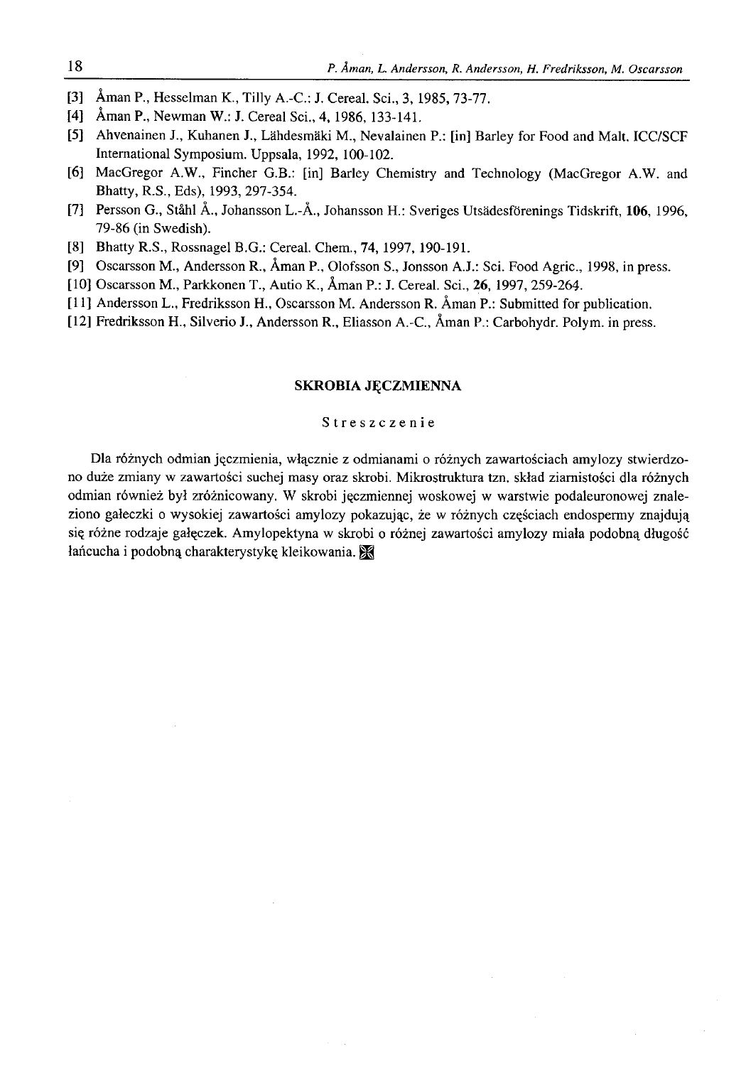[3] Åman P., Hesselman K., Tilly A.-C.: J. Cereal. Sci., 3, 1985, 73-77.

[4] Åman P., Newman W.: J. Cereal Sci., 4, 1986, 133-141.

[5] Ahvenainen J., Kuhanen J., Lähdesmäki M., Nevalainen P.: [in] Barley for Food and Malt. ICC/SCF International Symposium. Uppsala, 1992, 100-102.

[6] MacGregor A.W., Fincher G.B.: [in] Barley Chemistry and Technology (MacGregor A.W. and Bhatty, R.S., Eds), 1993, 297-354.

[7] Persson G., Ståhl Å., Johansson L.-Å., Johansson H.: Sveriges Utsädesförenings Tidskrift, **106**, 1996, 79-86 (in Swedish).

[8] Bhatty R.S., Rossnagel B.G.: Cereal. Chem., **74**, 1997, 190-191.

[9] Oscarsson M., Andersson R., Åman P., Olofsson S., Jonsson A.J.: Sci. Food Agric., 1998, in press.

[10] Oscarsson M., Parkkonen T., Autio K., Åman P.: J. Cereal. Sci., **26**, 1997, 259-264.

[11] Andersson L., Fredriksson H., Oscarsson M. Andersson R. Åman P.: Submitted for publication.

[12] Fredriksson H., Silverio J., Andersson R., Eliasson A.-C., Åman P.: Carbohydr. Polym. in press.

## SKROBIA JĘCZMIENNA

### Streszczenie

Dla różnych odmian jęczmienia, włącznie z odmianami o różnych zawartościach amylozy stwierdzono duże zmiany w zawartości suchej masy oraz skrobi. Mikrostruktura tzn. skład ziarnistości dla różnych odmian również był zróżnicowany. W skrobi jęczmiennej woskowej w warstwie podaleuronowej znaleziono gałeczki o wysokiej zawartości amylozy pokazując, że w różnych częściach endospermy znajdują się różne rodzaje gałęczek. Amylopektyna w skrobi o różnej zawartości amylozy miała podobną długość łańcucha i podobną charakterystykę kleikowania.